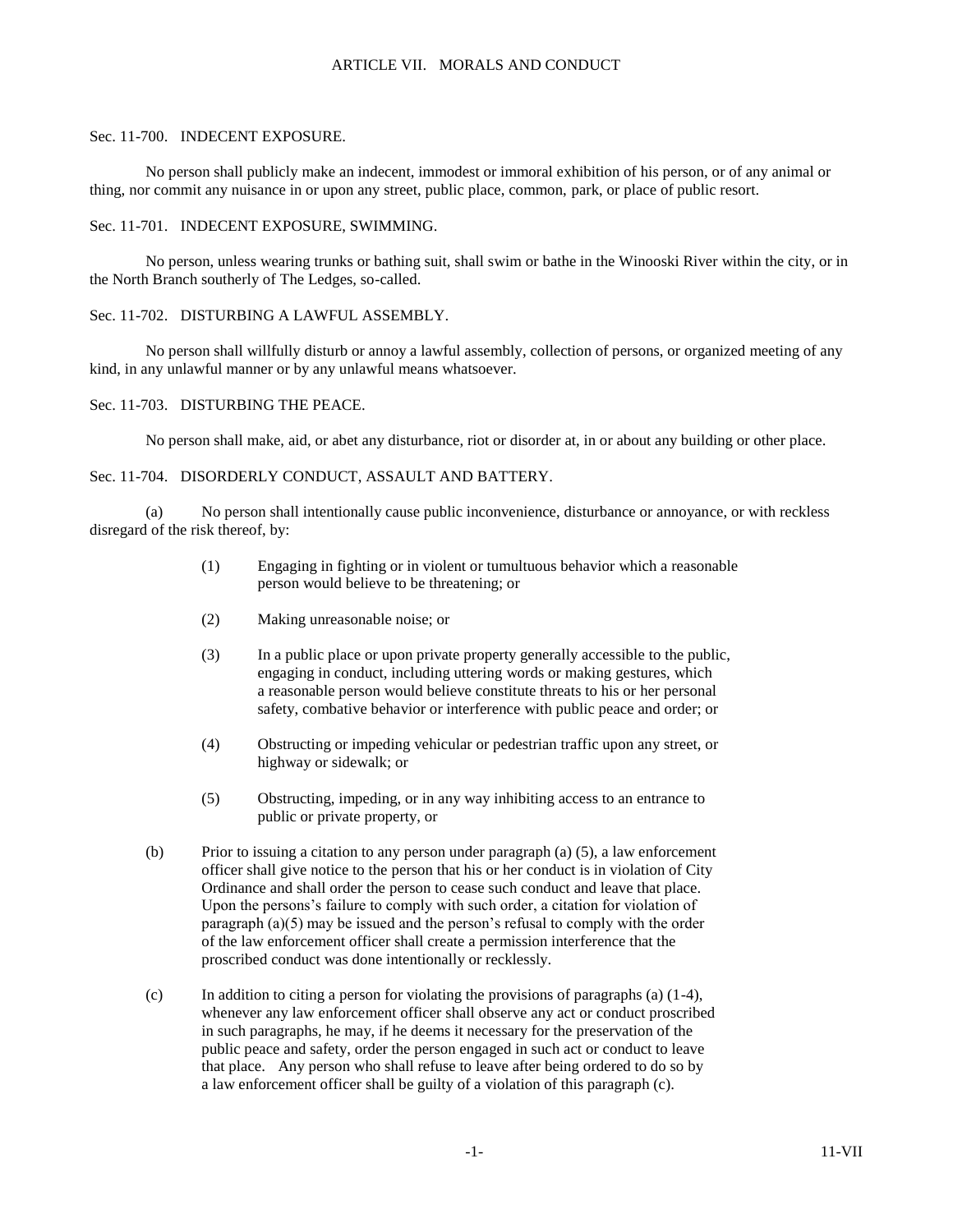# ARTICLE VII. MORALS AND CONDUCT

## Sec. 11-700. INDECENT EXPOSURE.

No person shall publicly make an indecent, immodest or immoral exhibition of his person, or of any animal or thing, nor commit any nuisance in or upon any street, public place, common, park, or place of public resort.

## Sec. 11-701. INDECENT EXPOSURE, SWIMMING.

No person, unless wearing trunks or bathing suit, shall swim or bathe in the Winooski River within the city, or in the North Branch southerly of The Ledges, so-called.

## Sec. 11-702. DISTURBING A LAWFUL ASSEMBLY.

No person shall willfully disturb or annoy a lawful assembly, collection of persons, or organized meeting of any kind, in any unlawful manner or by any unlawful means whatsoever.

## Sec. 11-703. DISTURBING THE PEACE.

No person shall make, aid, or abet any disturbance, riot or disorder at, in or about any building or other place.

## Sec. 11-704. DISORDERLY CONDUCT, ASSAULT AND BATTERY.

(a) No person shall intentionally cause public inconvenience, disturbance or annoyance, or with reckless disregard of the risk thereof, by:

(1) Engaging in fighting or in violent or tumultuous behavior which a reasonable person would believe to be threatening; or

(2) Making unreasonable noise; or

(3) In a public place or upon private property generally accessible to the public, engaging in conduct, including uttering words or making gestures, which a reasonable person would believe constitute threats to his or her personal safety, combative behavior or interference with public peace and order; or

(4) Obstructing or impeding vehicular or pedestrian traffic upon any street, or highway or sidewalk; or

(5) Obstructing, impeding, or in any way inhibiting access to an entrance to public or private property, or

(b) Prior to issuing a citation to any person under paragraph (a) (5), a law enforcement officer shall give notice to the person that his or her conduct is in violation of City Ordinance and shall order the person to cease such conduct and leave that place. Upon the persons's failure to comply with such order, a citation for violation of paragraph (a)(5) may be issued and the person's refusal to comply with the order of the law enforcement officer shall create a permission interference that the proscribed conduct was done intentionally or recklessly.

(c) In addition to citing a person for violating the provisions of paragraphs (a) (1-4), whenever any law enforcement officer shall observe any act or conduct proscribed in such paragraphs, he may, if he deems it necessary for the preservation of the public peace and safety, order the person engaged in such act or conduct to leave that place. Any person who shall refuse to leave after being ordered to do so by a law enforcement officer shall be guilty of a violation of this paragraph (c).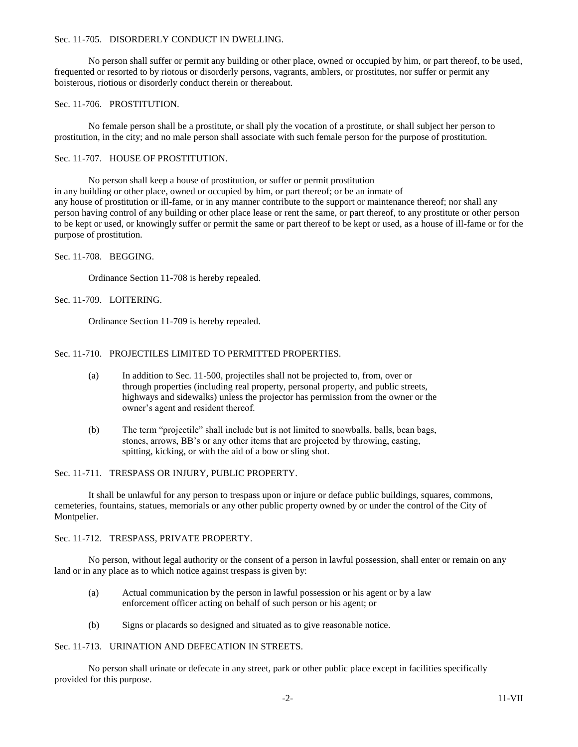Sec. 11-705. DISORDERLY CONDUCT IN DWELLING.

No person shall suffer or permit any building or other place, owned or occupied by him, or part thereof, to be used, frequented or resorted to by riotous or disorderly persons, vagrants, amblers, or prostitutes, nor suffer or permit any boisterous, riotious or disorderly conduct therein or thereabout.

Sec. 11-706. PROSTITUTION.

No female person shall be a prostitute, or shall ply the vocation of a prostitute, or shall subject her person to prostitution, in the city; and no male person shall associate with such female person for the purpose of prostitution.

Sec. 11-707. HOUSE OF PROSTITUTION.

No person shall keep a house of prostitution, or suffer or permit prostitution in any building or other place, owned or occupied by him, or part thereof; or be an inmate of any house of prostitution or ill-fame, or in any manner contribute to the support or maintenance thereof; nor shall any person having control of any building or other place lease or rent the same, or part thereof, to any prostitute or other person to be kept or used, or knowingly suffer or permit the same or part thereof to be kept or used, as a house of ill-fame or for the purpose of prostitution.

Sec. 11-708. BEGGING.

Ordinance Section 11-708 is hereby repealed.

Sec. 11-709. LOITERING.

Ordinance Section 11-709 is hereby repealed.

Sec. 11-710. PROJECTILES LIMITED TO PERMITTED PROPERTIES.

(a) In addition to Sec. 11-500, projectiles shall not be projected to, from, over or through properties (including real property, personal property, and public streets, highways and sidewalks) unless the projector has permission from the owner or the owner's agent and resident thereof.

(b) The term "projectile" shall include but is not limited to snowballs, balls, bean bags, stones, arrows, BB's or any other items that are projected by throwing, casting, spitting, kicking, or with the aid of a bow or sling shot.

Sec. 11-711. TRESPASS OR INJURY, PUBLIC PROPERTY.

It shall be unlawful for any person to trespass upon or injure or deface public buildings, squares, commons, cemeteries, fountains, statues, memorials or any other public property owned by or under the control of the City of Montpelier.

Sec. 11-712. TRESPASS, PRIVATE PROPERTY.

No person, without legal authority or the consent of a person in lawful possession, shall enter or remain on any land or in any place as to which notice against trespass is given by:

(a) Actual communication by the person in lawful possession or his agent or by a law enforcement officer acting on behalf of such person or his agent; or

(b) Signs or placards so designed and situated as to give reasonable notice.

Sec. 11-713. URINATION AND DEFECATION IN STREETS.

No person shall urinate or defecate in any street, park or other public place except in facilities specifically provided for this purpose.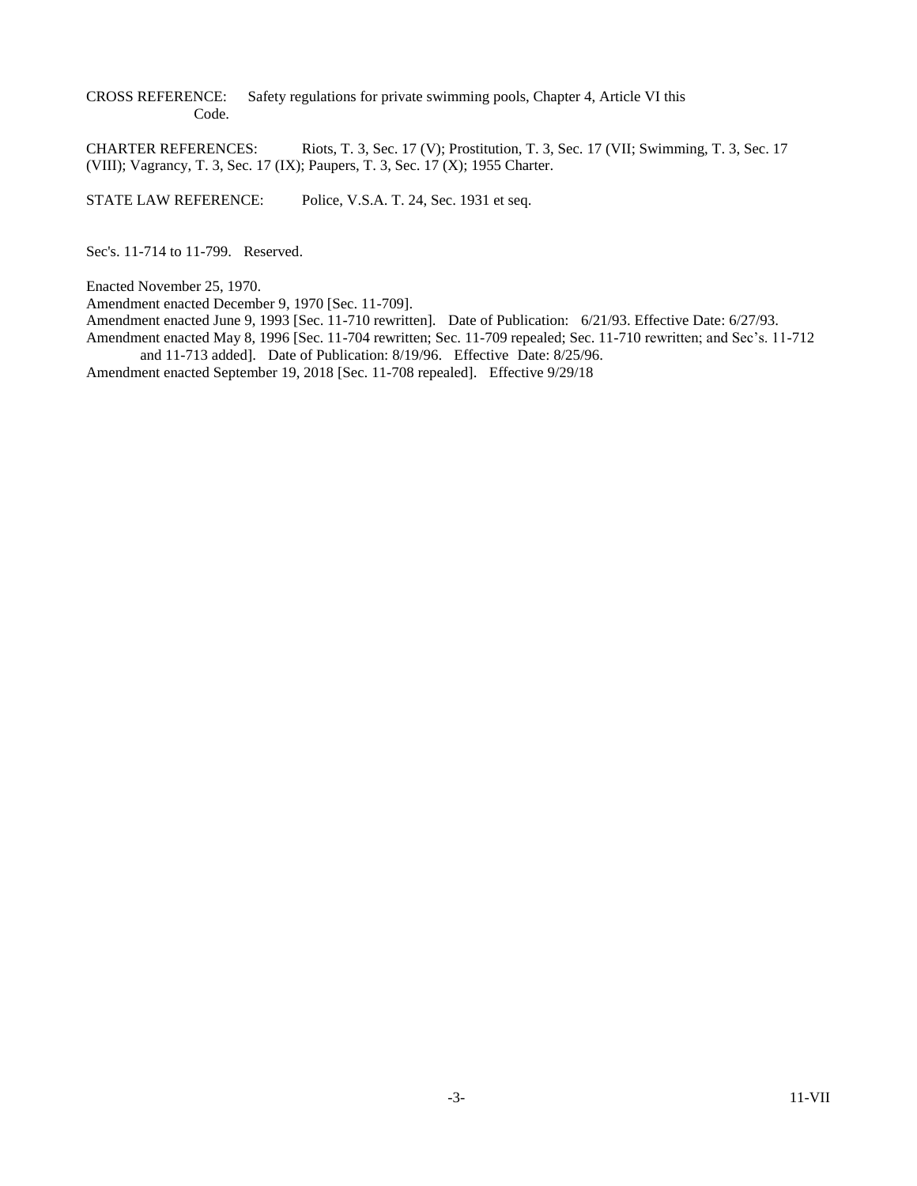CROSS REFERENCE: Safety regulations for private swimming pools, Chapter 4, Article VI this Code.

CHARTER REFERENCES: Riots, T. 3, Sec. 17 (V); Prostitution, T. 3, Sec. 17 (VII; Swimming, T. 3, Sec. 17 (VIII); Vagrancy, T. 3, Sec. 17 (IX); Paupers, T. 3, Sec. 17 (X); 1955 Charter.

STATE LAW REFERENCE: Police, V.S.A. T. 24, Sec. 1931 et seq.

Sec's. 11-714 to 11-799. Reserved.

Enacted November 25, 1970.
Amendment enacted December 9, 1970 [Sec. 11-709].
Amendment enacted June 9, 1993 [Sec. 11-710 rewritten]. Date of Publication: 6/21/93. Effective Date: 6/27/93.
Amendment enacted May 8, 1996 [Sec. 11-704 rewritten; Sec. 11-709 repealed; Sec. 11-710 rewritten; and Sec's. 11-712 and 11-713 added]. Date of Publication: 8/19/96. Effective Date: 8/25/96.
Amendment enacted September 19, 2018 [Sec. 11-708 repealed]. Effective 9/29/18